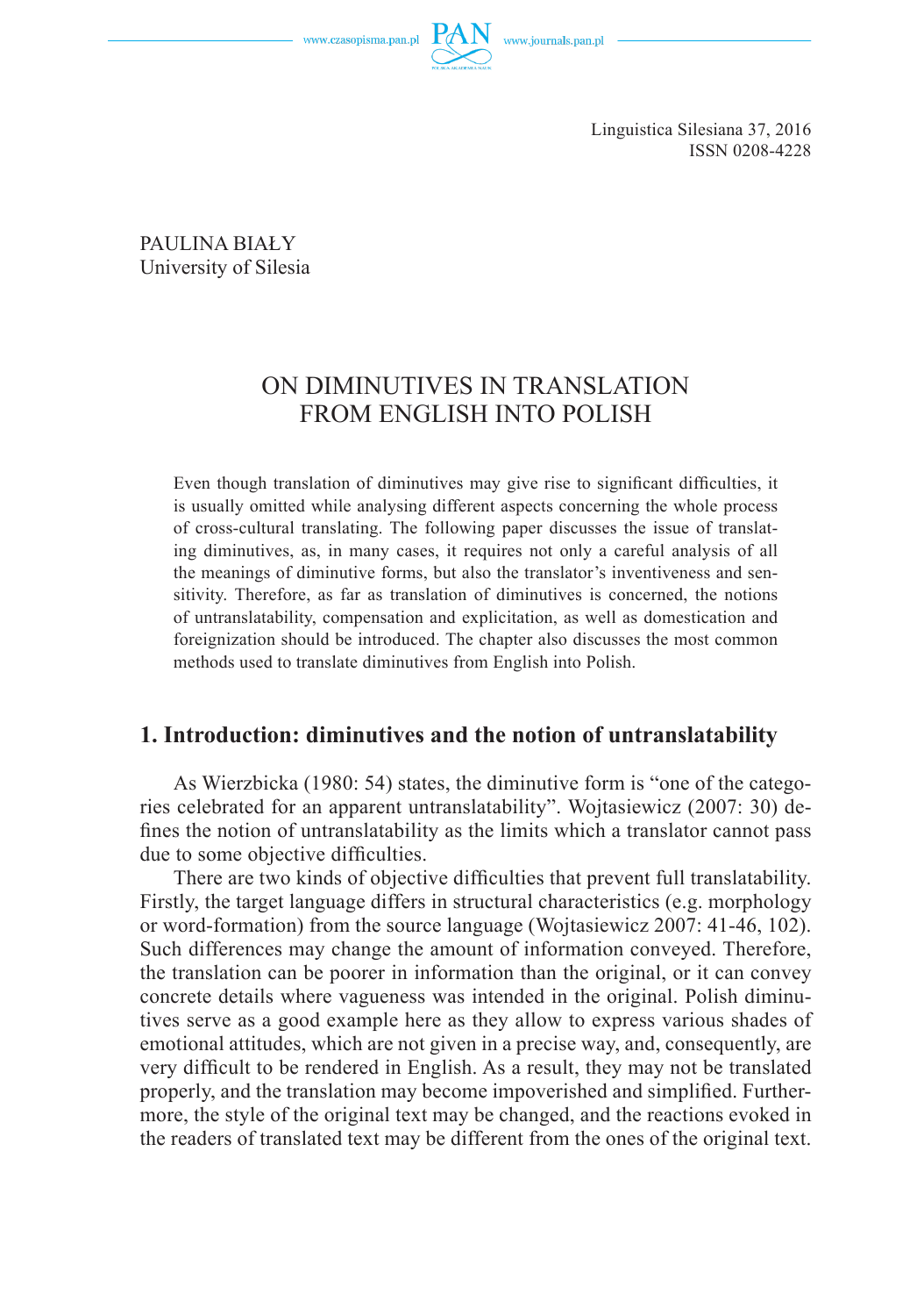Linguistica Silesiana 37, 2016
ISSN 0208-4228

PAULINA BIAŁY
University of Silesia

# ON DIMINUTIVES IN TRANSLATION FROM ENGLISH INTO POLISH

Even though translation of diminutives may give rise to significant difficulties, it is usually omitted while analysing different aspects concerning the whole process of cross-cultural translating. The following paper discusses the issue of translating diminutives, as, in many cases, it requires not only a careful analysis of all the meanings of diminutive forms, but also the translator's inventiveness and sensitivity. Therefore, as far as translation of diminutives is concerned, the notions of untranslatability, compensation and explicitation, as well as domestication and foreignization should be introduced. The chapter also discusses the most common methods used to translate diminutives from English into Polish.

## 1. Introduction: diminutives and the notion of untranslatability

As Wierzbicka (1980: 54) states, the diminutive form is "one of the categories celebrated for an apparent untranslatability". Wojtasiewicz (2007: 30) defines the notion of untranslatability as the limits which a translator cannot pass due to some objective difficulties.

There are two kinds of objective difficulties that prevent full translatability. Firstly, the target language differs in structural characteristics (e.g. morphology or word-formation) from the source language (Wojtasiewicz 2007: 41-46, 102). Such differences may change the amount of information conveyed. Therefore, the translation can be poorer in information than the original, or it can convey concrete details where vagueness was intended in the original. Polish diminutives serve as a good example here as they allow to express various shades of emotional attitudes, which are not given in a precise way, and, consequently, are very difficult to be rendered in English. As a result, they may not be translated properly, and the translation may become impoverished and simplified. Furthermore, the style of the original text may be changed, and the reactions evoked in the readers of translated text may be different from the ones of the original text.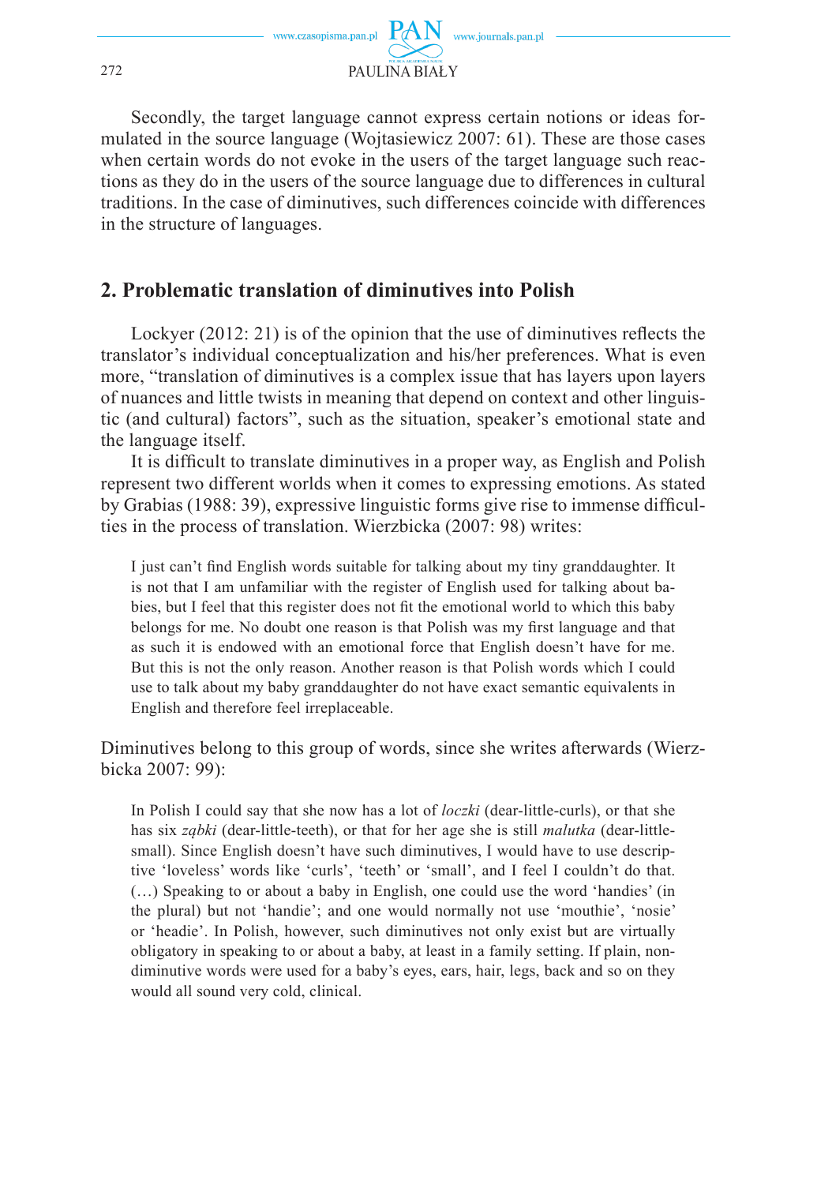Secondly, the target language cannot express certain notions or ideas formulated in the source language (Wojtasiewicz 2007: 61). These are those cases when certain words do not evoke in the users of the target language such reactions as they do in the users of the source language due to differences in cultural traditions. In the case of diminutives, such differences coincide with differences in the structure of languages.

## 2. Problematic translation of diminutives into Polish

Lockyer (2012: 21) is of the opinion that the use of diminutives reflects the translator's individual conceptualization and his/her preferences. What is even more, "translation of diminutives is a complex issue that has layers upon layers of nuances and little twists in meaning that depend on context and other linguistic (and cultural) factors", such as the situation, speaker's emotional state and the language itself.

It is difficult to translate diminutives in a proper way, as English and Polish represent two different worlds when it comes to expressing emotions. As stated by Grabias (1988: 39), expressive linguistic forms give rise to immense difficulties in the process of translation. Wierzbicka (2007: 98) writes:

> I just can't find English words suitable for talking about my tiny granddaughter. It is not that I am unfamiliar with the register of English used for talking about babies, but I feel that this register does not fit the emotional world to which this baby belongs for me. No doubt one reason is that Polish was my first language and that as such it is endowed with an emotional force that English doesn't have for me. But this is not the only reason. Another reason is that Polish words which I could use to talk about my baby granddaughter do not have exact semantic equivalents in English and therefore feel irreplaceable.

Diminutives belong to this group of words, since she writes afterwards (Wierzbicka 2007: 99):

> In Polish I could say that she now has a lot of *loczki* (dear-little-curls), or that she has six *ząbki* (dear-little-teeth), or that for her age she is still *malutka* (dear-little-small). Since English doesn't have such diminutives, I would have to use descriptive 'loveless' words like 'curls', 'teeth' or 'small', and I feel I couldn't do that. (…) Speaking to or about a baby in English, one could use the word 'handies' (in the plural) but not 'handie'; and one would normally not use 'mouthie', 'nosie' or 'headie'. In Polish, however, such diminutives not only exist but are virtually obligatory in speaking to or about a baby, at least in a family setting. If plain, non-diminutive words were used for a baby's eyes, ears, hair, legs, back and so on they would all sound very cold, clinical.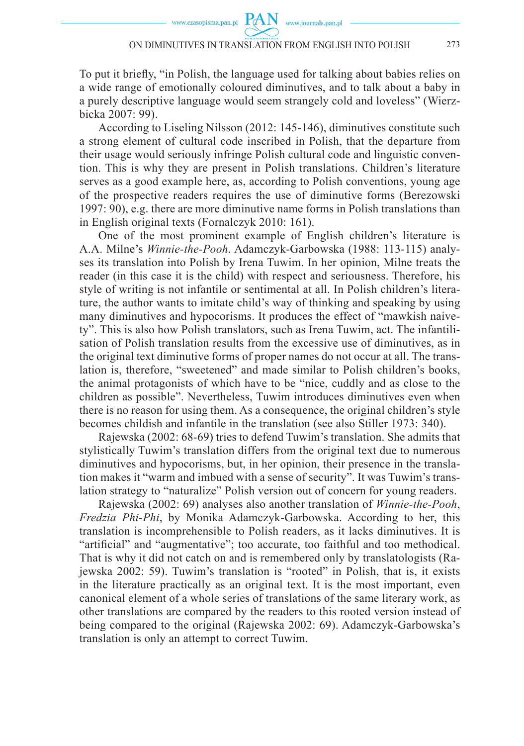To put it briefly, "in Polish, the language used for talking about babies relies on a wide range of emotionally coloured diminutives, and to talk about a baby in a purely descriptive language would seem strangely cold and loveless" (Wierzbicka 2007: 99).

According to Liseling Nilsson (2012: 145-146), diminutives constitute such a strong element of cultural code inscribed in Polish, that the departure from their usage would seriously infringe Polish cultural code and linguistic convention. This is why they are present in Polish translations. Children's literature serves as a good example here, as, according to Polish conventions, young age of the prospective readers requires the use of diminutive forms (Berezowski 1997: 90), e.g. there are more diminutive name forms in Polish translations than in English original texts (Fornalczyk 2010: 161).

One of the most prominent example of English children's literature is A.A. Milne's *Winnie-the-Pooh*. Adamczyk-Garbowska (1988: 113-115) analyses its translation into Polish by Irena Tuwim. In her opinion, Milne treats the reader (in this case it is the child) with respect and seriousness. Therefore, his style of writing is not infantile or sentimental at all. In Polish children's literature, the author wants to imitate child's way of thinking and speaking by using many diminutives and hypocorisms. It produces the effect of "mawkish naivety". This is also how Polish translators, such as Irena Tuwim, act. The infantilisation of Polish translation results from the excessive use of diminutives, as in the original text diminutive forms of proper names do not occur at all. The translation is, therefore, "sweetened" and made similar to Polish children's books, the animal protagonists of which have to be "nice, cuddly and as close to the children as possible". Nevertheless, Tuwim introduces diminutives even when there is no reason for using them. As a consequence, the original children's style becomes childish and infantile in the translation (see also Stiller 1973: 340).

Rajewska (2002: 68-69) tries to defend Tuwim's translation. She admits that stylistically Tuwim's translation differs from the original text due to numerous diminutives and hypocorisms, but, in her opinion, their presence in the translation makes it "warm and imbued with a sense of security". It was Tuwim's translation strategy to "naturalize" Polish version out of concern for young readers.

Rajewska (2002: 69) analyses also another translation of *Winnie-the-Pooh*, *Fredzia Phi-Phi*, by Monika Adamczyk-Garbowska. According to her, this translation is incomprehensible to Polish readers, as it lacks diminutives. It is "artificial" and "augmentative"; too accurate, too faithful and too methodical. That is why it did not catch on and is remembered only by translatologists (Rajewska 2002: 59). Tuwim's translation is "rooted" in Polish, that is, it exists in the literature practically as an original text. It is the most important, even canonical element of a whole series of translations of the same literary work, as other translations are compared by the readers to this rooted version instead of being compared to the original (Rajewska 2002: 69). Adamczyk-Garbowska's translation is only an attempt to correct Tuwim.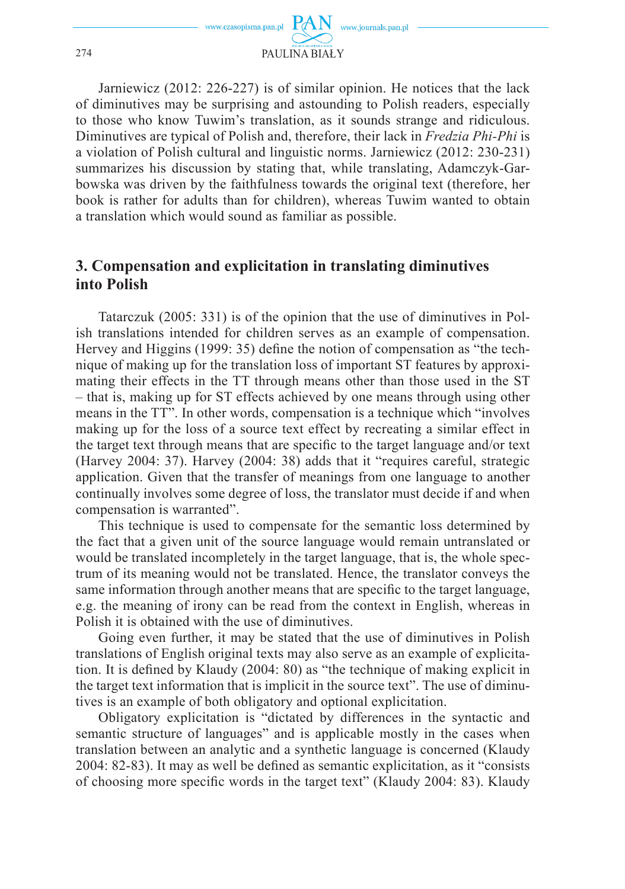Jarniewicz (2012: 226-227) is of similar opinion. He notices that the lack of diminutives may be surprising and astounding to Polish readers, especially to those who know Tuwim's translation, as it sounds strange and ridiculous. Diminutives are typical of Polish and, therefore, their lack in *Fredzia Phi-Phi* is a violation of Polish cultural and linguistic norms. Jarniewicz (2012: 230-231) summarizes his discussion by stating that, while translating, Adamczyk-Garbowska was driven by the faithfulness towards the original text (therefore, her book is rather for adults than for children), whereas Tuwim wanted to obtain a translation which would sound as familiar as possible.

## 3. Compensation and explicitation in translating diminutives into Polish

Tatarczuk (2005: 331) is of the opinion that the use of diminutives in Polish translations intended for children serves as an example of compensation. Hervey and Higgins (1999: 35) define the notion of compensation as "the technique of making up for the translation loss of important ST features by approximating their effects in the TT through means other than those used in the ST – that is, making up for ST effects achieved by one means through using other means in the TT". In other words, compensation is a technique which "involves making up for the loss of a source text effect by recreating a similar effect in the target text through means that are specific to the target language and/or text (Harvey 2004: 37). Harvey (2004: 38) adds that it "requires careful, strategic application. Given that the transfer of meanings from one language to another continually involves some degree of loss, the translator must decide if and when compensation is warranted".

This technique is used to compensate for the semantic loss determined by the fact that a given unit of the source language would remain untranslated or would be translated incompletely in the target language, that is, the whole spectrum of its meaning would not be translated. Hence, the translator conveys the same information through another means that are specific to the target language, e.g. the meaning of irony can be read from the context in English, whereas in Polish it is obtained with the use of diminutives.

Going even further, it may be stated that the use of diminutives in Polish translations of English original texts may also serve as an example of explicitation. It is defined by Klaudy (2004: 80) as "the technique of making explicit in the target text information that is implicit in the source text". The use of diminutives is an example of both obligatory and optional explicitation.

Obligatory explicitation is "dictated by differences in the syntactic and semantic structure of languages" and is applicable mostly in the cases when translation between an analytic and a synthetic language is concerned (Klaudy 2004: 82-83). It may as well be defined as semantic explicitation, as it "consists of choosing more specific words in the target text" (Klaudy 2004: 83). Klaudy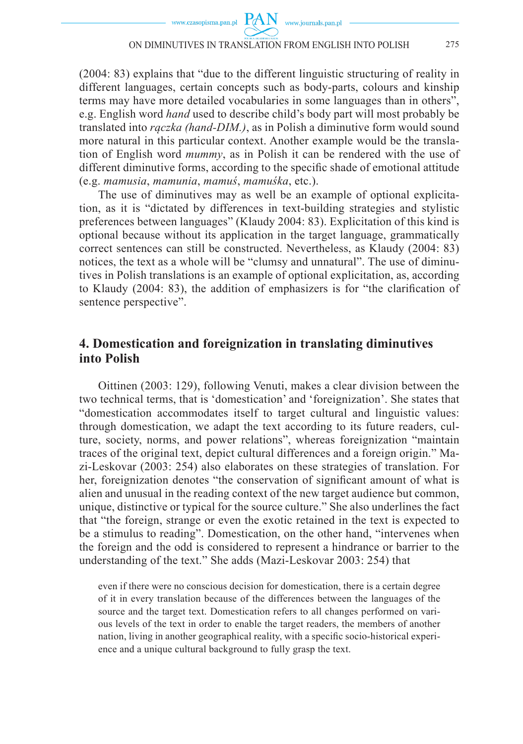(2004: 83) explains that "due to the different linguistic structuring of reality in different languages, certain concepts such as body-parts, colours and kinship terms may have more detailed vocabularies in some languages than in others", e.g. English word *hand* used to describe child's body part will most probably be translated into *rączka (hand-DIM.)*, as in Polish a diminutive form would sound more natural in this particular context. Another example would be the translation of English word *mummy*, as in Polish it can be rendered with the use of different diminutive forms, according to the specific shade of emotional attitude (e.g. *mamusia*, *mamunia*, *mamuś*, *mamuśka*, etc.).

The use of diminutives may as well be an example of optional explicitation, as it is "dictated by differences in text-building strategies and stylistic preferences between languages" (Klaudy 2004: 83). Explicitation of this kind is optional because without its application in the target language, grammatically correct sentences can still be constructed. Nevertheless, as Klaudy (2004: 83) notices, the text as a whole will be "clumsy and unnatural". The use of diminutives in Polish translations is an example of optional explicitation, as, according to Klaudy (2004: 83), the addition of emphasizers is for "the clarification of sentence perspective".

## 4. Domestication and foreignization in translating diminutives into Polish

Oittinen (2003: 129), following Venuti, makes a clear division between the two technical terms, that is 'domestication' and 'foreignization'. She states that "domestication accommodates itself to target cultural and linguistic values: through domestication, we adapt the text according to its future readers, culture, society, norms, and power relations", whereas foreignization "maintain traces of the original text, depict cultural differences and a foreign origin." Mazi-Leskovar (2003: 254) also elaborates on these strategies of translation. For her, foreignization denotes "the conservation of significant amount of what is alien and unusual in the reading context of the new target audience but common, unique, distinctive or typical for the source culture." She also underlines the fact that "the foreign, strange or even the exotic retained in the text is expected to be a stimulus to reading". Domestication, on the other hand, "intervenes when the foreign and the odd is considered to represent a hindrance or barrier to the understanding of the text." She adds (Mazi-Leskovar 2003: 254) that

> even if there were no conscious decision for domestication, there is a certain degree of it in every translation because of the differences between the languages of the source and the target text. Domestication refers to all changes performed on various levels of the text in order to enable the target readers, the members of another nation, living in another geographical reality, with a specific socio-historical experience and a unique cultural background to fully grasp the text.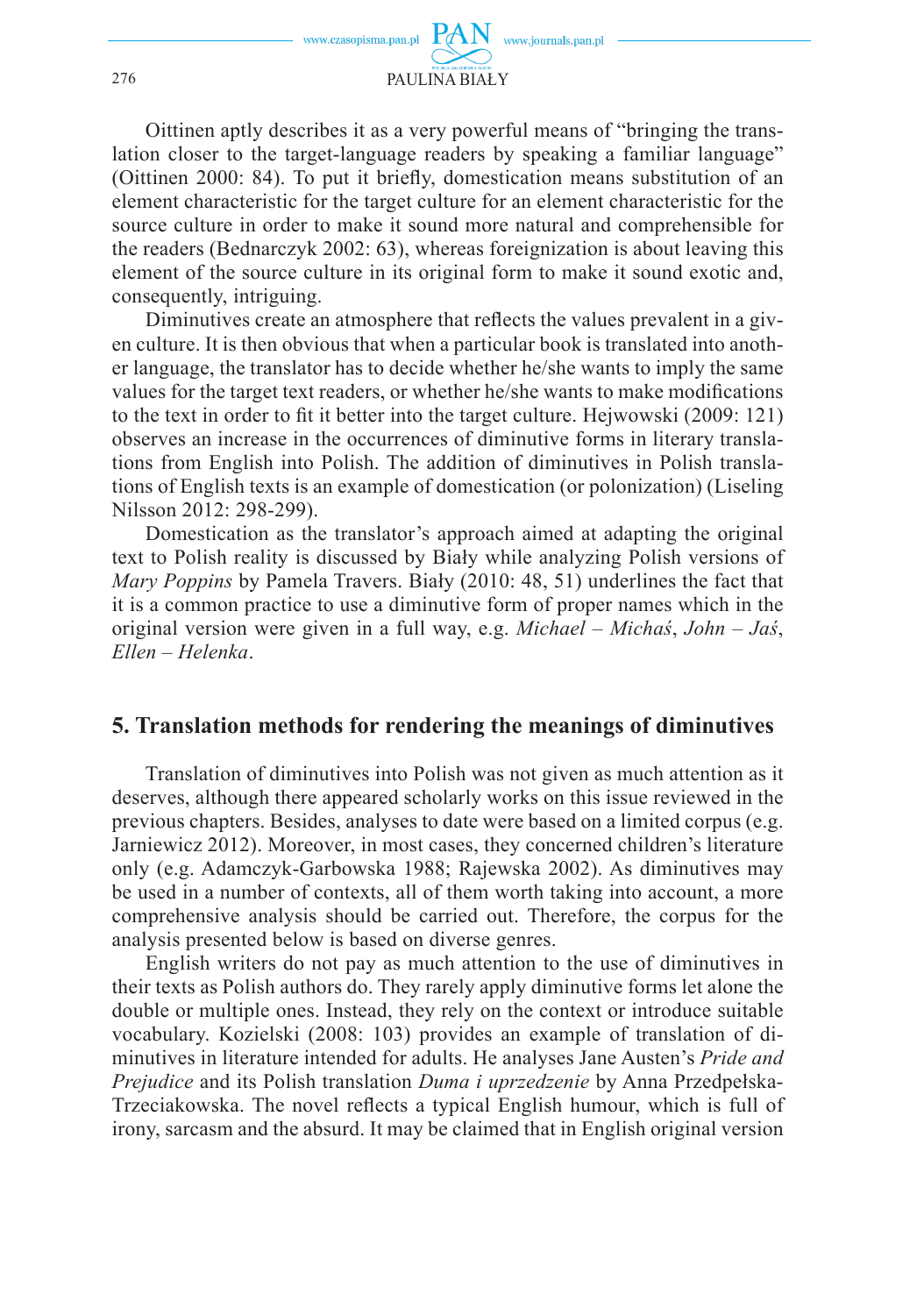Oittinen aptly describes it as a very powerful means of "bringing the translation closer to the target-language readers by speaking a familiar language" (Oittinen 2000: 84). To put it briefly, domestication means substitution of an element characteristic for the target culture for an element characteristic for the source culture in order to make it sound more natural and comprehensible for the readers (Bednarczyk 2002: 63), whereas foreignization is about leaving this element of the source culture in its original form to make it sound exotic and, consequently, intriguing.

Diminutives create an atmosphere that reflects the values prevalent in a given culture. It is then obvious that when a particular book is translated into another language, the translator has to decide whether he/she wants to imply the same values for the target text readers, or whether he/she wants to make modifications to the text in order to fit it better into the target culture. Hejwowski (2009: 121) observes an increase in the occurrences of diminutive forms in literary translations from English into Polish. The addition of diminutives in Polish translations of English texts is an example of domestication (or polonization) (Liseling Nilsson 2012: 298-299).

Domestication as the translator's approach aimed at adapting the original text to Polish reality is discussed by Biały while analyzing Polish versions of *Mary Poppins* by Pamela Travers. Biały (2010: 48, 51) underlines the fact that it is a common practice to use a diminutive form of proper names which in the original version were given in a full way, e.g. *Michael – Michaś*, *John – Jaś*, *Ellen – Helenka*.

## 5. Translation methods for rendering the meanings of diminutives

Translation of diminutives into Polish was not given as much attention as it deserves, although there appeared scholarly works on this issue reviewed in the previous chapters. Besides, analyses to date were based on a limited corpus (e.g. Jarniewicz 2012). Moreover, in most cases, they concerned children's literature only (e.g. Adamczyk-Garbowska 1988; Rajewska 2002). As diminutives may be used in a number of contexts, all of them worth taking into account, a more comprehensive analysis should be carried out. Therefore, the corpus for the analysis presented below is based on diverse genres.

English writers do not pay as much attention to the use of diminutives in their texts as Polish authors do. They rarely apply diminutive forms let alone the double or multiple ones. Instead, they rely on the context or introduce suitable vocabulary. Kozielski (2008: 103) provides an example of translation of diminutives in literature intended for adults. He analyses Jane Austen's *Pride and Prejudice* and its Polish translation *Duma i uprzedzenie* by Anna Przedpełska-Trzeciakowska. The novel reflects a typical English humour, which is full of irony, sarcasm and the absurd. It may be claimed that in English original version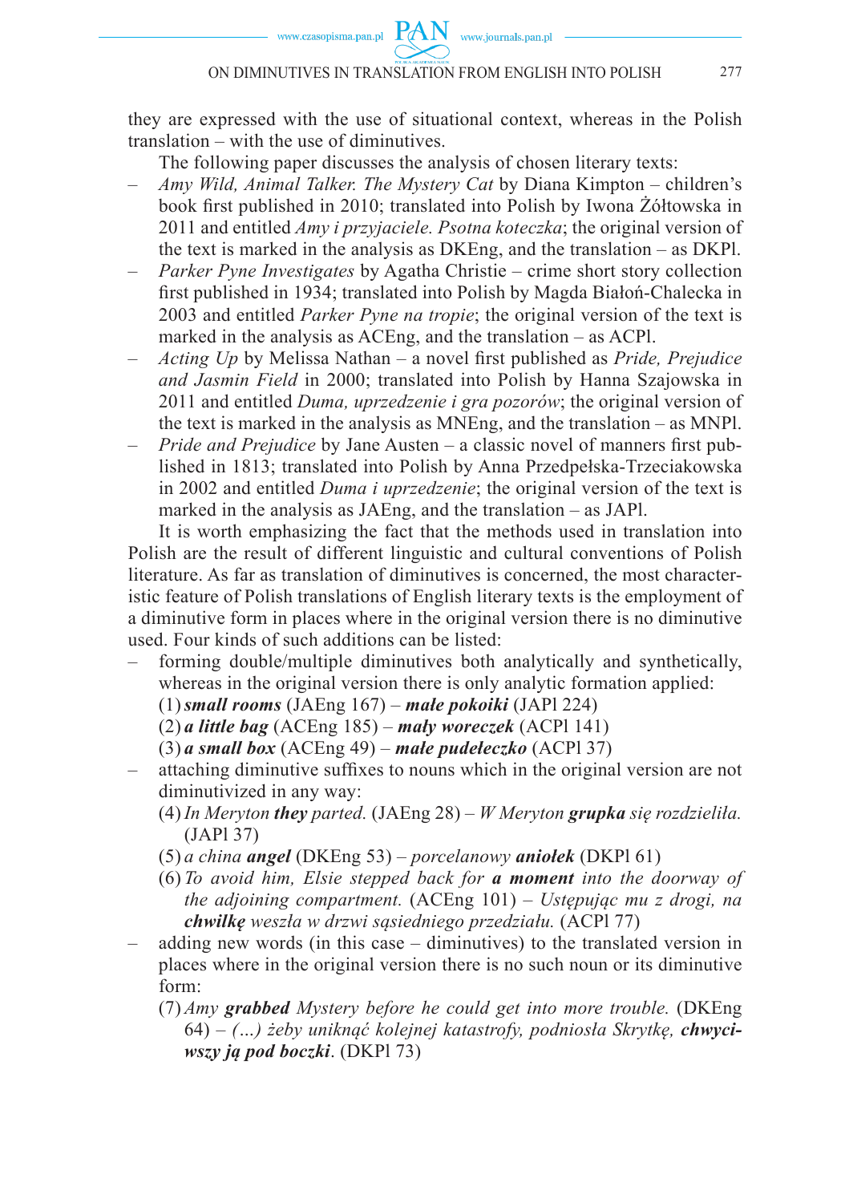they are expressed with the use of situational context, whereas in the Polish translation – with the use of diminutives.

The following paper discusses the analysis of chosen literary texts:

- *Amy Wild, Animal Talker. The Mystery Cat* by Diana Kimpton – children's book first published in 2010; translated into Polish by Iwona Żółtowska in 2011 and entitled *Amy i przyjaciele. Psotna koteczka*; the original version of the text is marked in the analysis as DKEng, and the translation – as DKPl.
- *Parker Pyne Investigates* by Agatha Christie – crime short story collection first published in 1934; translated into Polish by Magda Białoń-Chalecka in 2003 and entitled *Parker Pyne na tropie*; the original version of the text is marked in the analysis as ACEng, and the translation – as ACPl.
- *Acting Up* by Melissa Nathan – a novel first published as *Pride, Prejudice and Jasmin Field* in 2000; translated into Polish by Hanna Szajowska in 2011 and entitled *Duma, uprzedzenie i gra pozorów*; the original version of the text is marked in the analysis as MNEng, and the translation – as MNPl.
- *Pride and Prejudice* by Jane Austen – a classic novel of manners first published in 1813; translated into Polish by Anna Przedpełska-Trzeciakowska in 2002 and entitled *Duma i uprzedzenie*; the original version of the text is marked in the analysis as JAEng, and the translation – as JAPl.

It is worth emphasizing the fact that the methods used in translation into Polish are the result of different linguistic and cultural conventions of Polish literature. As far as translation of diminutives is concerned, the most characteristic feature of Polish translations of English literary texts is the employment of a diminutive form in places where in the original version there is no diminutive used. Four kinds of such additions can be listed:

- forming double/multiple diminutives both analytically and synthetically, whereas in the original version there is only analytic formation applied:
  (1) ***small rooms*** (JAEng 167) – ***małe pokoiki*** (JAPl 224)
  (2) ***a little bag*** (ACEng 185) – ***mały woreczek*** (ACPl 141)
  (3) ***a small box*** (ACEng 49) – ***małe pudełeczko*** (ACPl 37)
- attaching diminutive suffixes to nouns which in the original version are not diminutivized in any way:
  (4) *In Meryton* ***they*** *parted.* (JAEng 28) – *W Meryton* ***grupka*** *się rozdzieliła.* (JAPl 37)
  (5) *a china* ***angel*** (DKEng 53) – *porcelanowy* ***aniołek*** (DKPl 61)
  (6) *To avoid him, Elsie stepped back for* ***a moment*** *into the doorway of the adjoining compartment.* (ACEng 101) – *Ustępując mu z drogi, na* ***chwilkę*** *weszła w drzwi sąsiedniego przedziału.* (ACPl 77)
- adding new words (in this case – diminutives) to the translated version in places where in the original version there is no such noun or its diminutive form:
  (7) *Amy* ***grabbed*** *Mystery before he could get into more trouble.* (DKEng 64) – *(...) żeby uniknąć kolejnej katastrofy, podniosła Skrytkę,* ***chwyciwszy ją pod boczki***. (DKPl 73)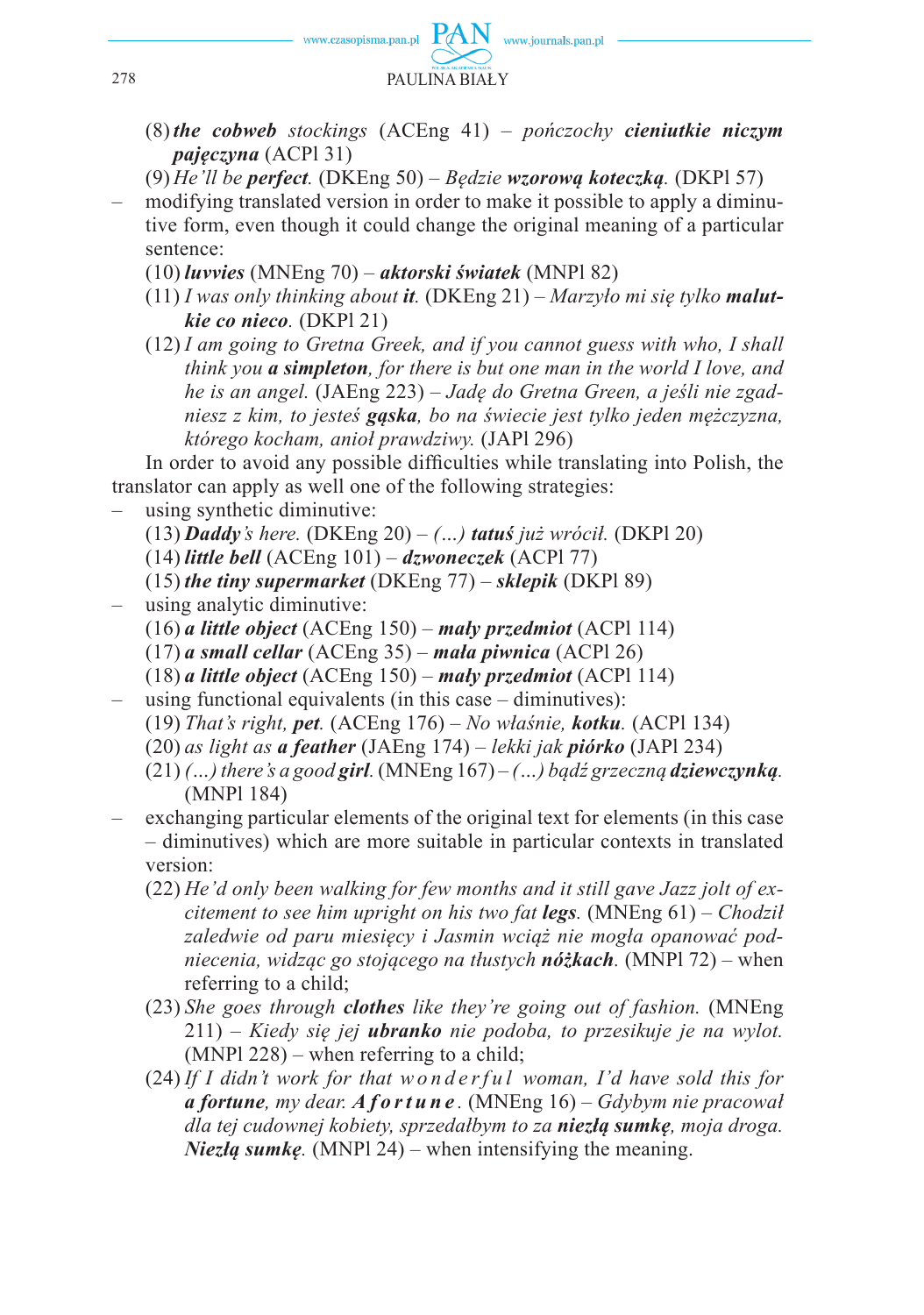(8) ***the cobweb** stockings* (ACEng 41) – *pończochy **cieniutkie niczym pajęczyna*** (ACPl 31)

(9) *He'll be **perfect**.* (DKEng 50) – *Będzie **wzorową koteczką**.* (DKPl 57)

– modifying translated version in order to make it possible to apply a diminutive form, even though it could change the original meaning of a particular sentence:

(10) ***luvvies*** (MNEng 70) – ***aktorski światek*** (MNPl 82)

(11) *I was only thinking about **it**.* (DKEng 21) – *Marzyło mi się tylko **malutkie co nieco**.* (DKPl 21)

(12) *I am going to Gretna Greek, and if you cannot guess with who, I shall think you **a simpleton**, for there is but one man in the world I love, and he is an angel.* (JAEng 223) – *Jadę do Gretna Green, a jeśli nie zgadniesz z kim, to jesteś **gąska**, bo na świecie jest tylko jeden mężczyzna, którego kocham, anioł prawdziwy.* (JAPl 296)

In order to avoid any possible difficulties while translating into Polish, the translator can apply as well one of the following strategies:

– using synthetic diminutive:

(13) ***Daddy**'s here.* (DKEng 20) – *(…) **tatuś** już wrócił.* (DKPl 20)

(14) ***little bell*** (ACEng 101) – ***dzwoneczek*** (ACPl 77)

(15) ***the tiny supermarket*** (DKEng 77) – ***sklepik*** (DKPl 89)

– using analytic diminutive:

(16) ***a little object*** (ACEng 150) – ***mały przedmiot*** (ACPl 114)

(17) ***a small cellar*** (ACEng 35) – ***mała piwnica*** (ACPl 26)

(18) ***a little object*** (ACEng 150) – ***mały przedmiot*** (ACPl 114)

– using functional equivalents (in this case – diminutives):

(19) *That's right, **pet**.* (ACEng 176) – *No właśnie, **kotku**.* (ACPl 134)

(20) *as light as **a feather*** (JAEng 174) – *lekki jak **piórko*** (JAPl 234)

(21) *(…) there's a good **girl**.* (MNEng 167) – *(…) bądź grzeczną **dziewczynką**.* (MNPl 184)

– exchanging particular elements of the original text for elements (in this case – diminutives) which are more suitable in particular contexts in translated version:

(22) *He'd only been walking for few months and it still gave Jazz jolt of excitement to see him upright on his two fat **legs**.* (MNEng 61) – *Chodził zaledwie od paru miesięcy i Jasmin wciąż nie mogła opanować podniecenia, widząc go stojącego na tłustych **nóżkach**.* (MNPl 72) – when referring to a child;

(23) *She goes through **clothes** like they're going out of fashion.* (MNEng 211) – *Kiedy się jej **ubranko** nie podoba, to przesikuje je na wylot.* (MNPl 228) – when referring to a child;

(24) *If I didn't work for that w o n d e r f u l woman, I'd have sold this for **a fortune**, my dear. **A f o r t u n e**.* (MNEng 16) – *Gdybym nie pracował dla tej cudownej kobiety, sprzedałbym to za **niezłą sumkę**, moja droga. **Niezłą sumkę**.* (MNPl 24) – when intensifying the meaning.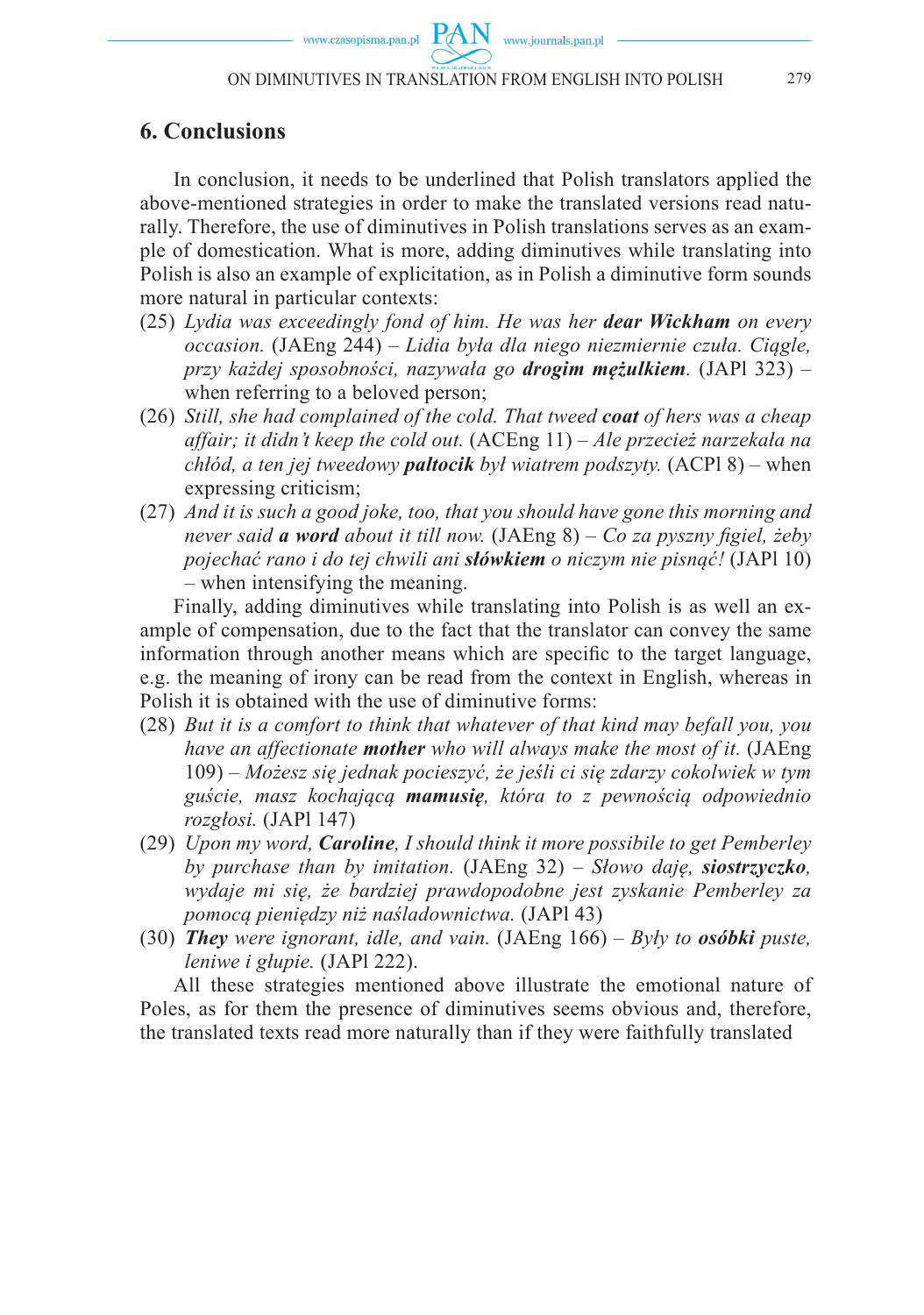## 6. Conclusions

In conclusion, it needs to be underlined that Polish translators applied the above-mentioned strategies in order to make the translated versions read naturally. Therefore, the use of diminutives in Polish translations serves as an example of domestication. What is more, adding diminutives while translating into Polish is also an example of explicitation, as in Polish a diminutive form sounds more natural in particular contexts:

(25) *Lydia was exceedingly fond of him. He was her **dear Wickham** on every occasion.* (JAEng 244) – *Lidia była dla niego niezmiernie czuła. Ciągle, przy każdej sposobności, nazywała go **drogim mężulkiem**.* (JAPl 323) – when referring to a beloved person;

(26) *Still, she had complained of the cold. That tweed **coat** of hers was a cheap affair; it didn't keep the cold out.* (ACEng 11) – *Ale przecież narzekała na chłód, a ten jej tweedowy **paltocik** był wiatrem podszyty.* (ACPl 8) – when expressing criticism;

(27) *And it is such a good joke, too, that you should have gone this morning and never said **a word** about it till now.* (JAEng 8) – *Co za pyszny figiel, żeby pojechać rano i do tej chwili ani **słówkiem** o niczym nie pisnąć!* (JAPl 10) – when intensifying the meaning.

Finally, adding diminutives while translating into Polish is as well an example of compensation, due to the fact that the translator can convey the same information through another means which are specific to the target language, e.g. the meaning of irony can be read from the context in English, whereas in Polish it is obtained with the use of diminutive forms:

(28) *But it is a comfort to think that whatever of that kind may befall you, you have an affectionate **mother** who will always make the most of it.* (JAEng 109) – *Możesz się jednak pocieszyć, że jeśli ci się zdarzy cokolwiek w tym guście, masz kochającą **mamusię**, która to z pewnością odpowiednio rozgłosi.* (JAPl 147)

(29) *Upon my word, **Caroline**, I should think it more possibile to get Pemberley by purchase than by imitation.* (JAEng 32) – *Słowo daję, **siostrzyczko**, wydaje mi się, że bardziej prawdopodobne jest zyskanie Pemberley za pomocą pieniędzy niż naśladownictwa.* (JAPl 43)

(30) ***They** were ignorant, idle, and vain.* (JAEng 166) – *Były to **osóbki** puste, leniwe i głupie.* (JAPl 222).

All these strategies mentioned above illustrate the emotional nature of Poles, as for them the presence of diminutives seems obvious and, therefore, the translated texts read more naturally than if they were faithfully translated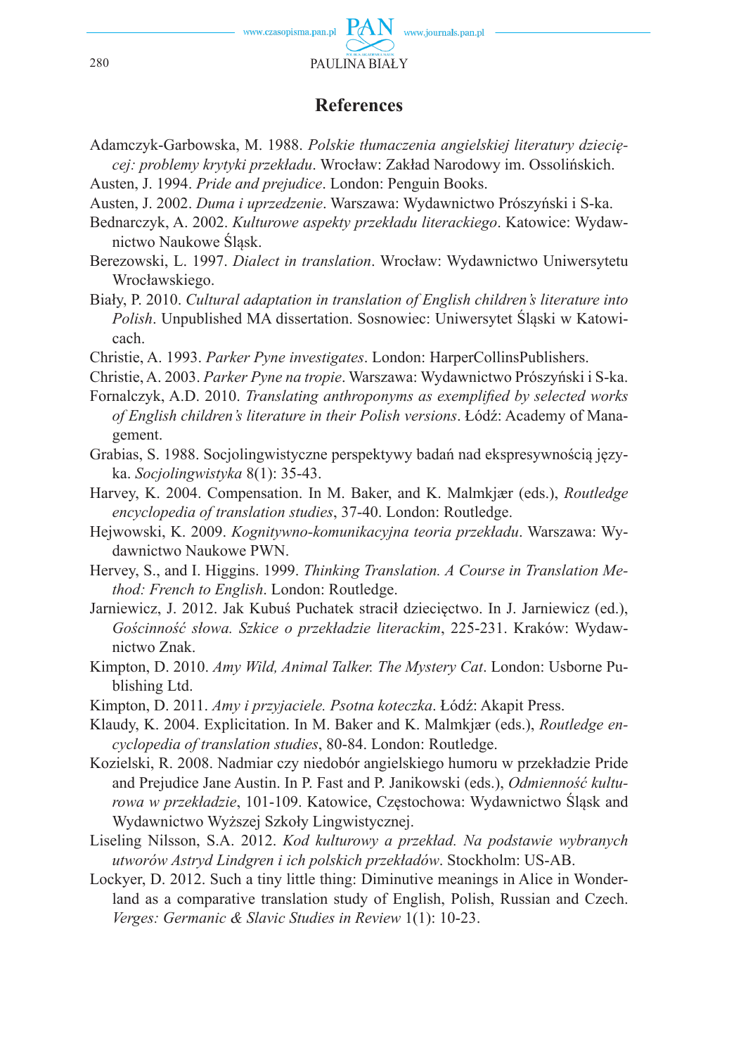## References

Adamczyk-Garbowska, M. 1988. *Polskie tłumaczenia angielskiej literatury dziecięcej: problemy krytyki przekładu*. Wrocław: Zakład Narodowy im. Ossolińskich.

Austen, J. 1994. *Pride and prejudice*. London: Penguin Books.

Austen, J. 2002. *Duma i uprzedzenie*. Warszawa: Wydawnictwo Prószyński i S-ka.

Bednarczyk, A. 2002. *Kulturowe aspekty przekładu literackiego*. Katowice: Wydawnictwo Naukowe Śląsk.

Berezowski, L. 1997. *Dialect in translation*. Wrocław: Wydawnictwo Uniwersytetu Wrocławskiego.

Biały, P. 2010. *Cultural adaptation in translation of English children's literature into Polish*. Unpublished MA dissertation. Sosnowiec: Uniwersytet Śląski w Katowicach.

Christie, A. 1993. *Parker Pyne investigates*. London: HarperCollinsPublishers.

Christie, A. 2003. *Parker Pyne na tropie*. Warszawa: Wydawnictwo Prószyński i S-ka.

Fornalczyk, A.D. 2010. *Translating anthroponyms as exemplified by selected works of English children's literature in their Polish versions*. Łódź: Academy of Management.

Grabias, S. 1988. Socjolingwistyczne perspektywy badań nad ekspresywnością języka. *Socjolingwistyka* 8(1): 35-43.

Harvey, K. 2004. Compensation. In M. Baker, and K. Malmkjær (eds.), *Routledge encyclopedia of translation studies*, 37-40. London: Routledge.

Hejwowski, K. 2009. *Kognitywno-komunikacyjna teoria przekładu*. Warszawa: Wydawnictwo Naukowe PWN.

Hervey, S., and I. Higgins. 1999. *Thinking Translation. A Course in Translation Method: French to English*. London: Routledge.

Jarniewicz, J. 2012. Jak Kubuś Puchatek stracił dziecięctwo. In J. Jarniewicz (ed.), *Gościnność słowa. Szkice o przekładzie literackim*, 225-231. Kraków: Wydawnictwo Znak.

Kimpton, D. 2010. *Amy Wild, Animal Talker. The Mystery Cat*. London: Usborne Publishing Ltd.

Kimpton, D. 2011. *Amy i przyjaciele. Psotna koteczka*. Łódź: Akapit Press.

Klaudy, K. 2004. Explicitation. In M. Baker and K. Malmkjær (eds.), *Routledge encyclopedia of translation studies*, 80-84. London: Routledge.

Kozielski, R. 2008. Nadmiar czy niedobór angielskiego humoru w przekładzie Pride and Prejudice Jane Austin. In P. Fast and P. Janikowski (eds.), *Odmienność kulturowa w przekładzie*, 101-109. Katowice, Częstochowa: Wydawnictwo Śląsk and Wydawnictwo Wyższej Szkoły Lingwistycznej.

Liseling Nilsson, S.A. 2012. *Kod kulturowy a przekład. Na podstawie wybranych utworów Astryd Lindgren i ich polskich przekładów*. Stockholm: US-AB.

Lockyer, D. 2012. Such a tiny little thing: Diminutive meanings in Alice in Wonderland as a comparative translation study of English, Polish, Russian and Czech. *Verges: Germanic & Slavic Studies in Review* 1(1): 10-23.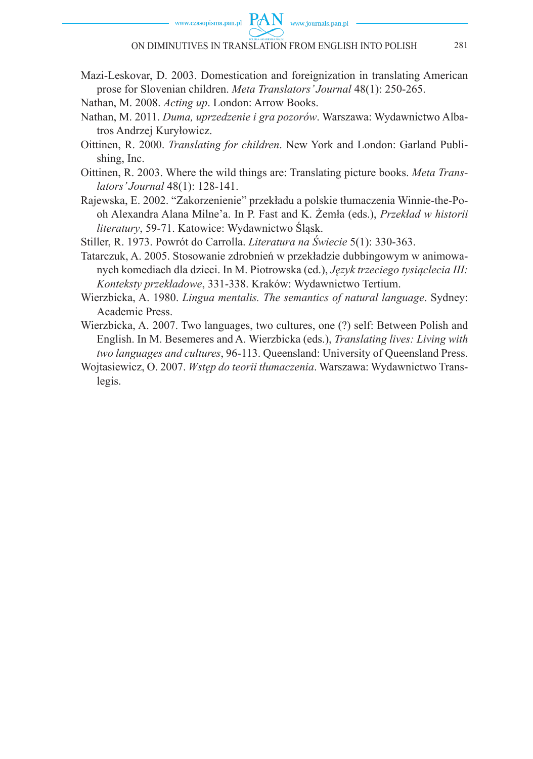Mazi-Leskovar, D. 2003. Domestication and foreignization in translating American prose for Slovenian children. *Meta Translators' Journal* 48(1): 250-265.

Nathan, M. 2008. *Acting up*. London: Arrow Books.

Nathan, M. 2011. *Duma, uprzedzenie i gra pozorów*. Warszawa: Wydawnictwo Albatros Andrzej Kuryłowicz.

Oittinen, R. 2000. *Translating for children*. New York and London: Garland Publishing, Inc.

Oittinen, R. 2003. Where the wild things are: Translating picture books. *Meta Translators' Journal* 48(1): 128-141.

Rajewska, E. 2002. "Zakorzenienie" przekładu a polskie tłumaczenia Winnie-the-Pooh Alexandra Alana Milne'a. In P. Fast and K. Żemła (eds.), *Przekład w historii literatury*, 59-71. Katowice: Wydawnictwo Śląsk.

Stiller, R. 1973. Powrót do Carrolla. *Literatura na Świecie* 5(1): 330-363.

Tatarczuk, A. 2005. Stosowanie zdrobnień w przekładzie dubbingowym w animowanych komediach dla dzieci. In M. Piotrowska (ed.), *Język trzeciego tysiąclecia III: Konteksty przekładowe*, 331-338. Kraków: Wydawnictwo Tertium.

Wierzbicka, A. 1980. *Lingua mentalis. The semantics of natural language*. Sydney: Academic Press.

Wierzbicka, A. 2007. Two languages, two cultures, one (?) self: Between Polish and English. In M. Besemeres and A. Wierzbicka (eds.), *Translating lives: Living with two languages and cultures*, 96-113. Queensland: University of Queensland Press.

Wojtasiewicz, O. 2007. *Wstęp do teorii tłumaczenia*. Warszawa: Wydawnictwo Translegis.